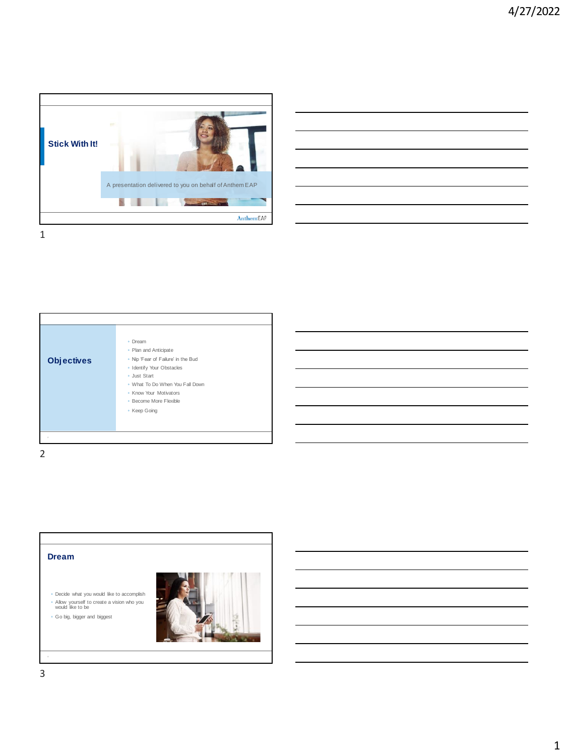## Stick With It!

A presentation delivered to you on behalf of Anthem EAP

AnthemEAP

## Objectives

- Dream
- Plan and Anticipate
- Nip 'Fear of Failure' in the Bud
- Identify Your Obstacles
- Just Start
- What To Do When You Fall Down
- Know Your Motivators
- Become More Flexible
- Keep Going

## Dream

- Decide what you would like to accomplish
- Allow yourself to create a vision who you would like to be
- Go big, bigger and biggest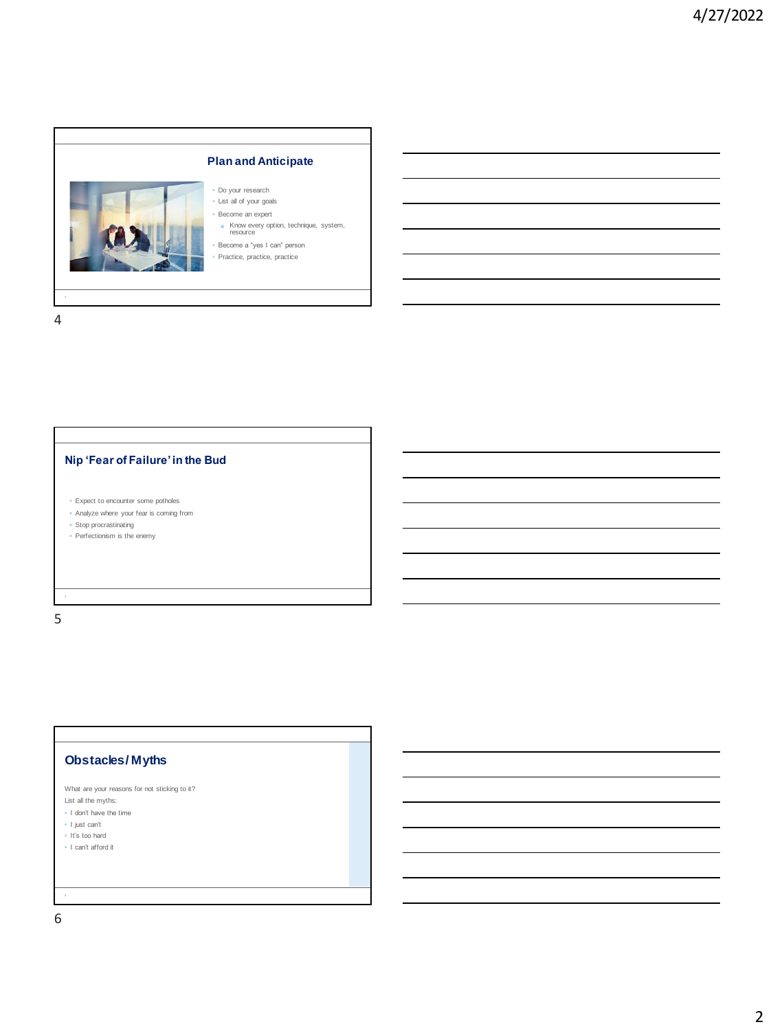## Plan and Anticipate

- Do your research
- List all of your goals
- Become an expert
  - Know every option, technique, system, resource
- Become a "yes I can" person
- Practice, practice, practice

## Nip 'Fear of Failure' in the Bud

- Expect to encounter some potholes
- Analyze where your fear is coming from
- Stop procrastinating
- Perfectionism is the enemy

## Obstacles/Myths

What are your reasons for not sticking to it?

List all the myths:

- I don't have the time
- I just can't
- It's too hard
- I can't afford it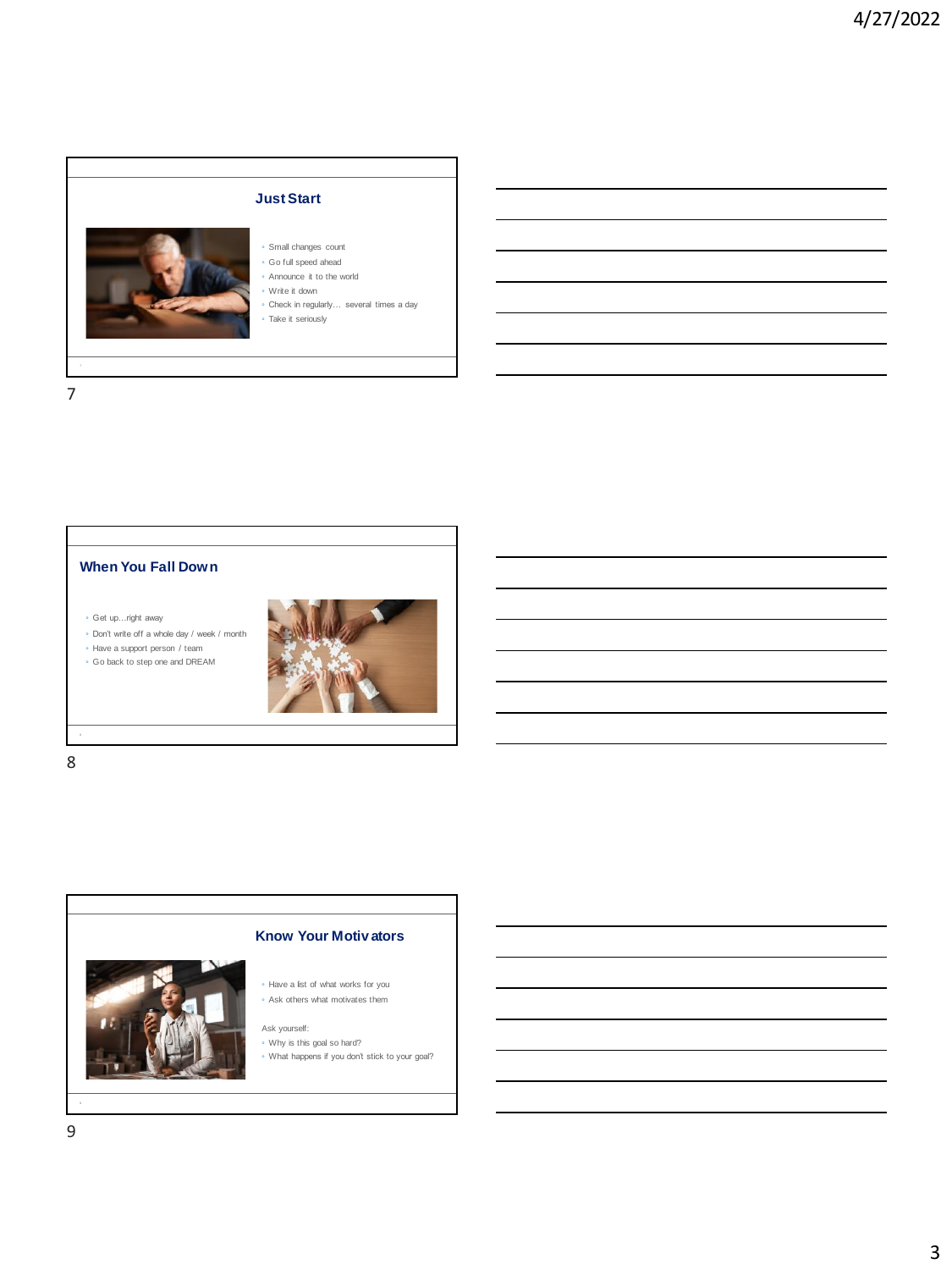## Just Start

- Small changes count
- Go full speed ahead
- Announce it to the world
- Write it down
- Check in regularly… several times a day
- Take it seriously

## When You Fall Down

- Get up…right away
- Don't write off a whole day / week / month
- Have a support person / team
- Go back to step one and DREAM

## Know Your Motivators

- Have a list of what works for you
- Ask others what motivates them

Ask yourself:

- Why is this goal so hard?
- What happens if you don't stick to your goal?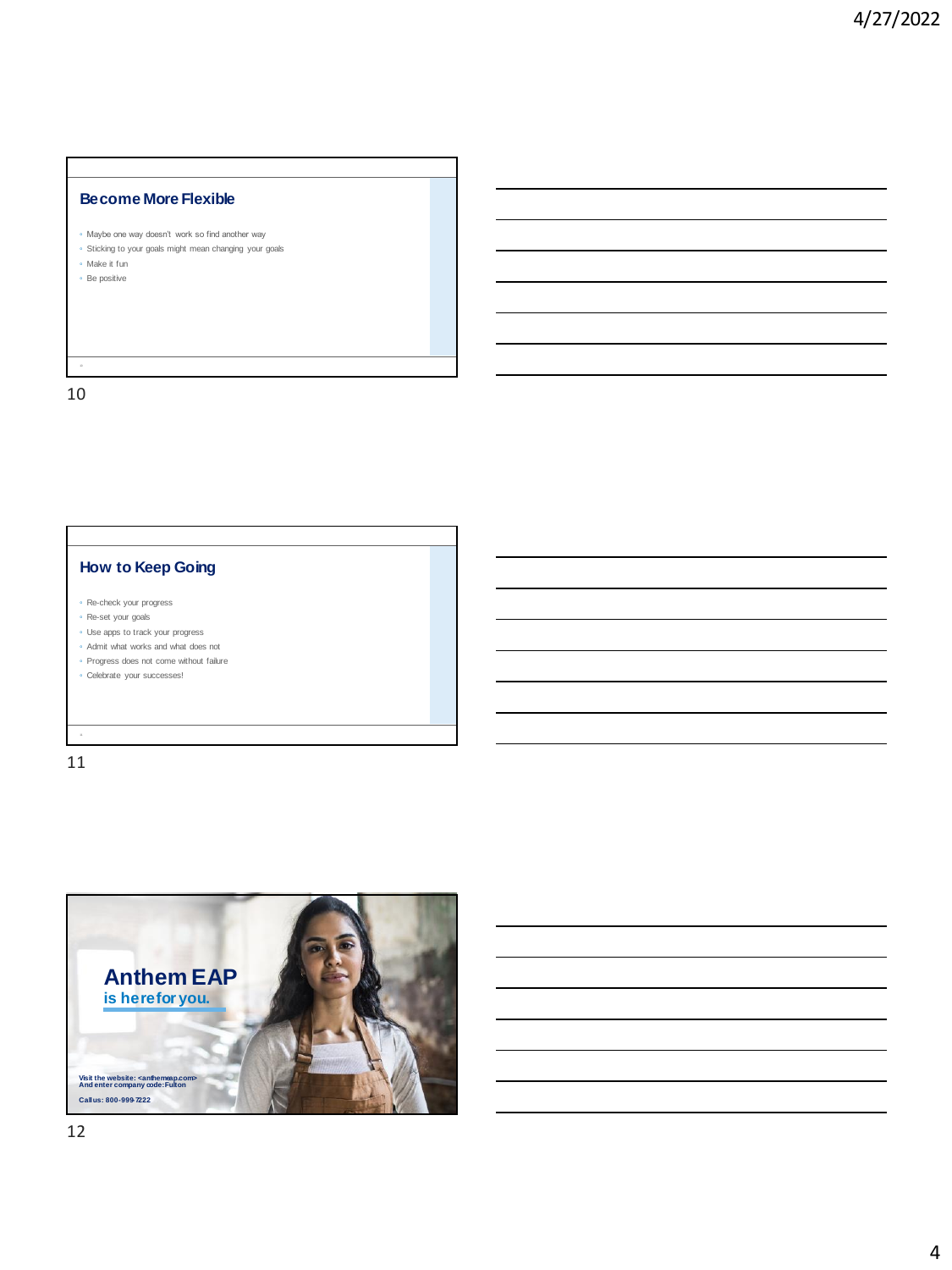## Become More Flexible

- Maybe one way doesn't work so find another way
- Sticking to your goals might mean changing your goals
- Make it fun
- Be positive

## How to Keep Going

- Re-check your progress
- Re-set your goals
- Use apps to track your progress
- Admit what works and what does not
- Progress does not come without failure
- Celebrate your successes!

## Anthem EAP

is here for you.

Visit the website: <anthemeap.com>
And enter company code: Fulton

Call us: 800-999-7222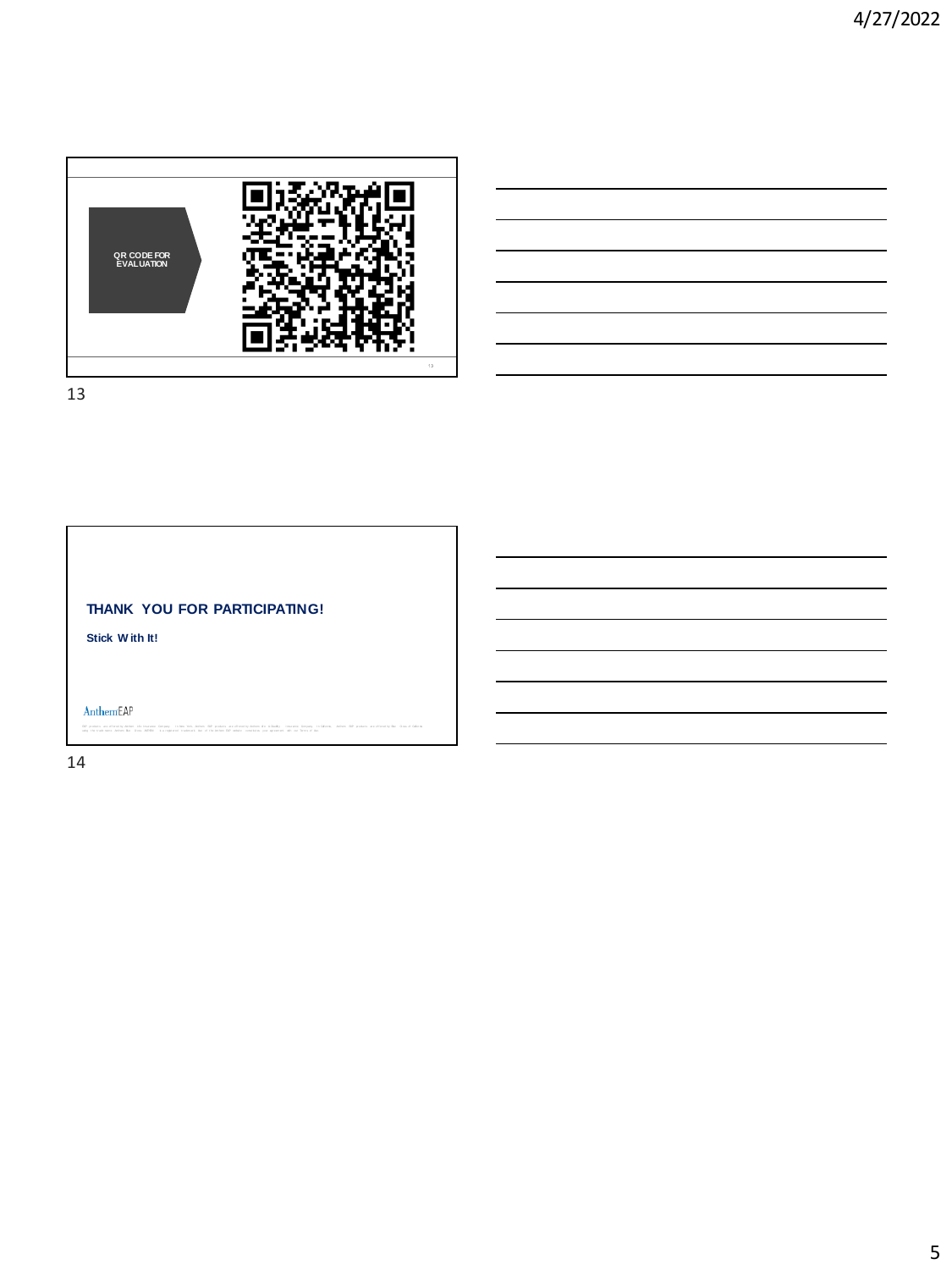QR CODE FOR EVALUATION

THANK YOU FOR PARTICIPATING!

**Stick With It!**

AnthemEAP